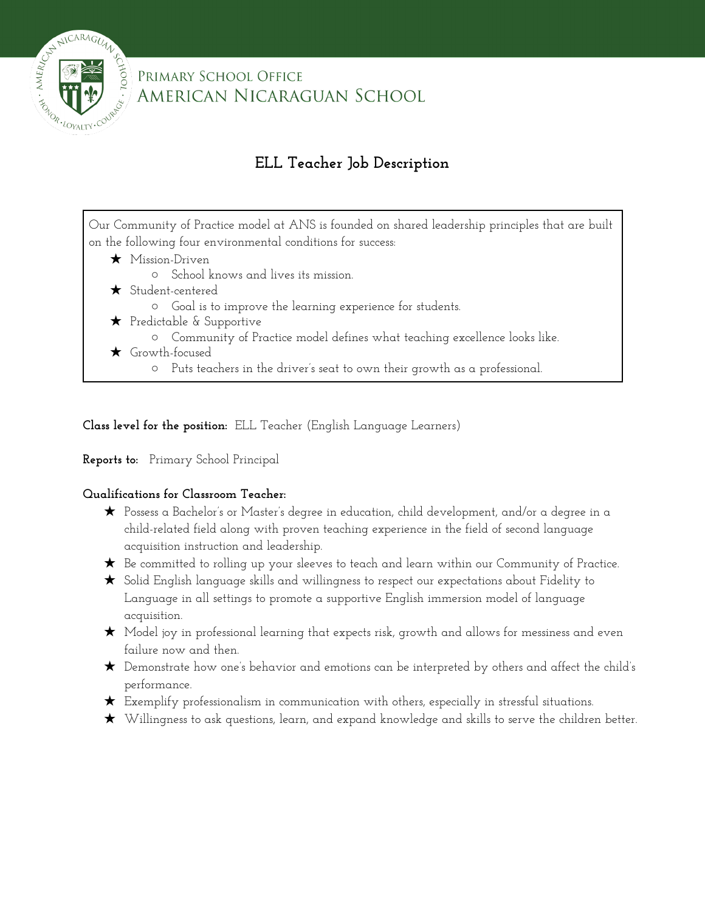PRIMARY SCHOOL OFFICE
AMERICAN NICARAGUAN SCHOOL

# ELL Teacher Job Description

Our Community of Practice model at ANS is founded shared leadership principles that are built on the following four environmental conditions for success:

- ★ Mission-Driven
  - School knows and lives its mission.
- ★ Student-centered
  - Goal is to improve the learning experience for students.
- ★ Predictable & Supportive
  - Community of Practice model defines what teaching excellence looks like.
- ★ Growth-focused
  - Puts teachers in the driver's seat to own their growth as a professional.

**Class level for the position:** ELL Teacher (English Language Learners)

**Reports to:** Primary School Principal

**Qualifications for Classroom Teacher:**

- ★ Possess a Bachelor's or Master's degree in education, child development, and/or a degree in a child-related field along with proven teaching experience in the field of second language acquisition instruction and leadership.
- ★ Be committed to rolling up your sleeves to teach and learn within our Community of Practice.
- ★ Solid English language skills and willingness to respect our expectations about Fidelity to Language in all settings to promote a supportive English immersion model of language acquisition.
- ★ Model joy in professional learning that expects risk, growth and allows for messiness and even failure now and then.
- ★ Demonstrate how one's behavior and emotions can be interpreted by others and affect the child's performance.
- ★ Exemplify professionalism in communication with others, especially in stressful situations.
- ★ Willingness to ask questions, learn, and expand knowledge and skills to serve the children better.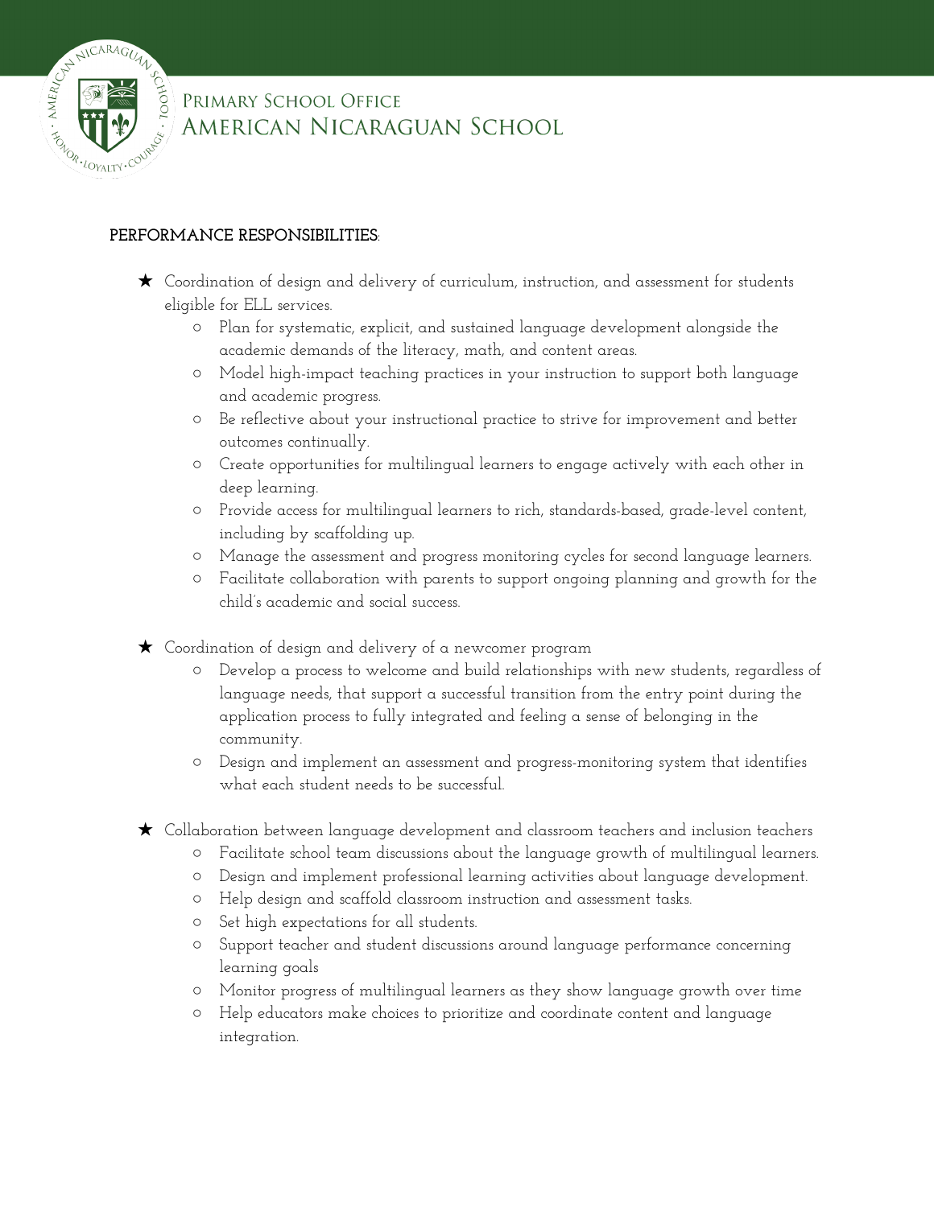**PERFORMANCE RESPONSIBILITIES**:

- Coordination of design and delivery of curriculum, instruction, and assessment for students eligible for ELL services.
  - Plan for systematic, explicit, and sustained language development alongside the academic demands of the literacy, math, and content areas.
  - Model high-impact teaching practices in your instruction to support both language and academic progress.
  - Be reflective about your instructional practice to strive for improvement and better outcomes continually.
  - Create opportunities for multilingual learners to engage actively with each other in deep learning.
  - Provide access for multilingual learners to rich, standards-based, grade-level content, including by scaffolding up.
  - Manage the assessment and progress monitoring cycles for second language learners.
  - Facilitate collaboration with parents to support ongoing planning and growth for the child's academic and social success.

- Coordination of design and delivery of a newcomer program
  - Develop a process to welcome and build relationships with new students, regardless of language needs, that support a successful transition from the entry point during the application process to fully integrated and feeling a sense of belonging in the community.
  - Design and implement an assessment and progress-monitoring system that identifies what each student needs to be successful.

- Collaboration between language development and classroom teachers and inclusion teachers
  - Facilitate school team discussions about the language growth of multilingual learners.
  - Design and implement professional learning activities about language development.
  - Help design and scaffold classroom instruction and assessment tasks.
  - Set high expectations for all students.
  - Support teacher and student discussions around language performance concerning learning goals
  - Monitor progress of multilingual learners as they show language growth over time
  - Help educators make choices to prioritize and coordinate content and language integration.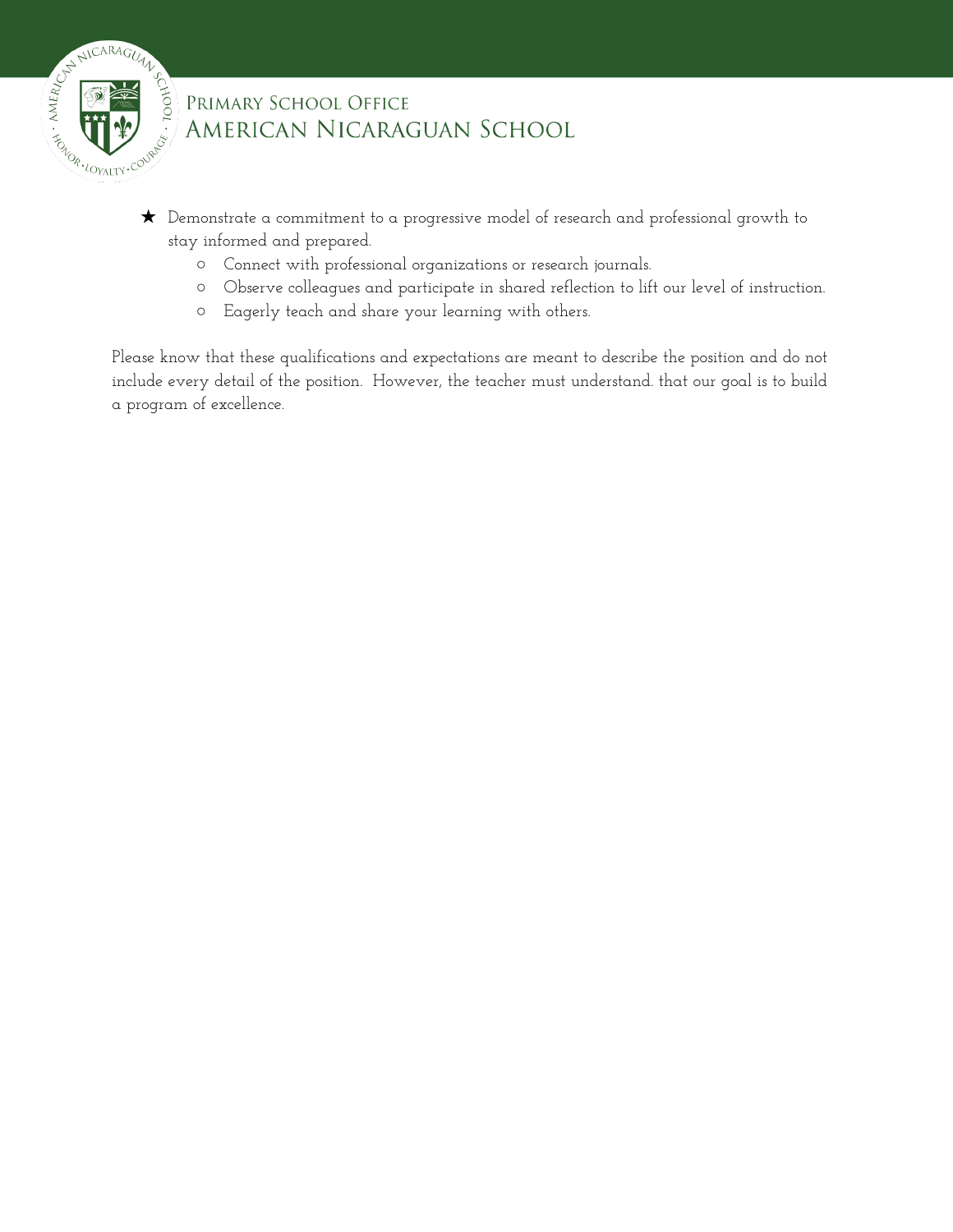- Demonstrate a commitment to a progressive model of research and professional growth to stay informed and prepared.
  - Connect with professional organizations or research journals.
  - Observe colleagues and participate in shared reflection to lift our level of instruction.
  - Eagerly teach and share your learning with others.

Please know that these qualifications and expectations are meant to describe the position and do not include every detail of the position. However, the teacher must understand. that our goal is to build a program of excellence.